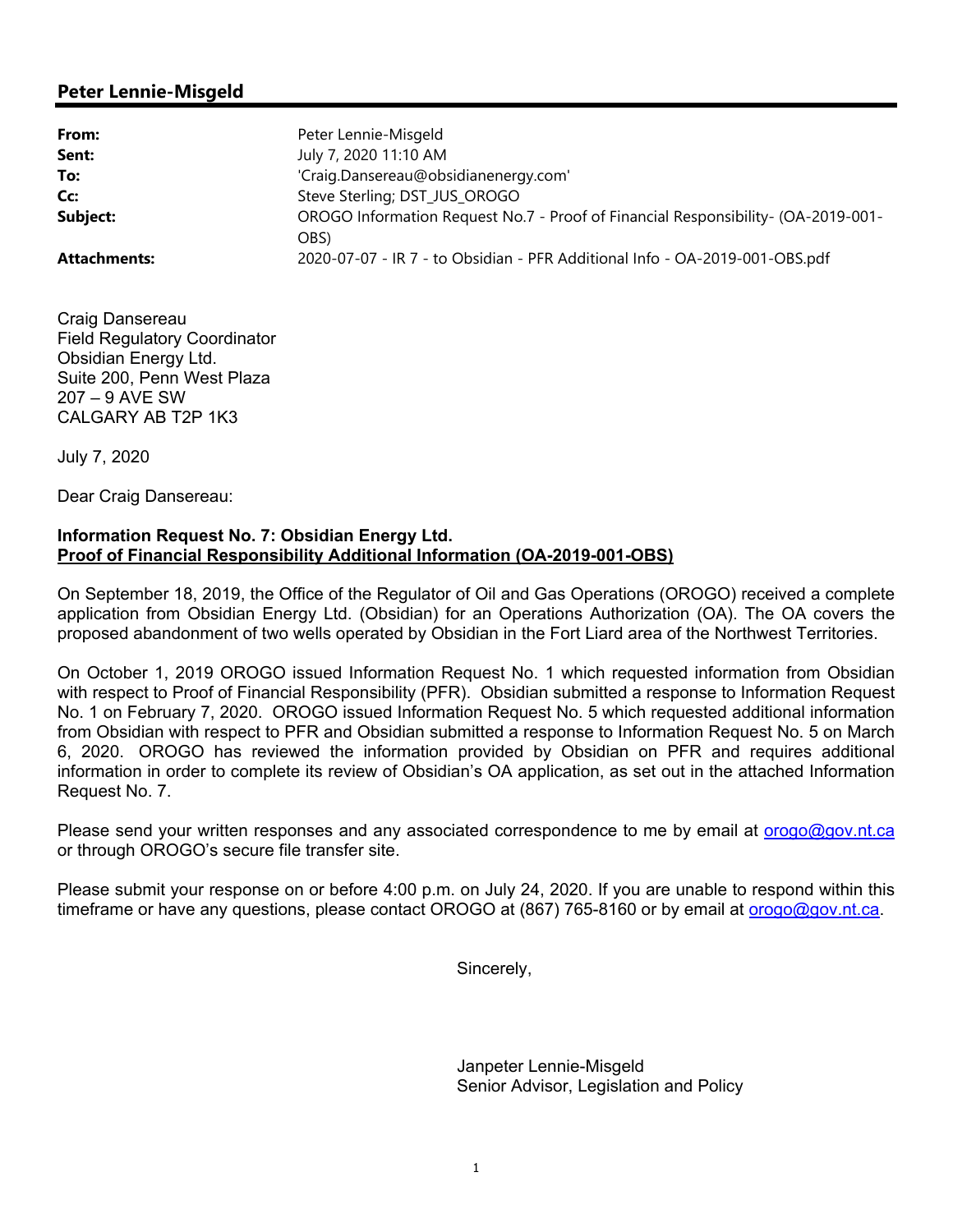## Peter Lennie-Misgeld

| | |
|---|---|
| **From:** | Peter Lennie-Misgeld |
| **Sent:** | July 7, 2020 11:10 AM |
| **To:** | 'Craig.Dansereau@obsidianenergy.com' |
| **Cc:** | Steve Sterling; DST_JUS_OROGO |
| **Subject:** | OROGO Information Request No.7 - Proof of Financial Responsibility- (OA-2019-001-OBS) |
| **Attachments:** | 2020-07-07 - IR 7 - to Obsidian - PFR Additional Info - OA-2019-001-OBS.pdf |

Craig Dansereau
Field Regulatory Coordinator
Obsidian Energy Ltd.
Suite 200, Penn West Plaza
207 – 9 AVE SW
CALGARY AB T2P 1K3

July 7, 2020

Dear Craig Dansereau:

**Information Request No. 7: Obsidian Energy Ltd.**
**Proof of Financial Responsibility Additional Information (OA-2019-001-OBS)**

On September 18, 2019, the Office of the Regulator of Oil and Gas Operations (OROGO) received a complete application from Obsidian Energy Ltd. (Obsidian) for an Operations Authorization (OA). The OA covers the proposed abandonment of two wells operated by Obsidian in the Fort Liard area of the Northwest Territories.

On October 1, 2019 OROGO issued Information Request No. 1 which requested information from Obsidian with respect to Proof of Financial Responsibility (PFR). Obsidian submitted a response to Information Request No. 1 on February 7, 2020. OROGO issued Information Request No. 5 which requested additional information from Obsidian with respect to PFR and Obsidian submitted a response to Information Request No. 5 on March 6, 2020. OROGO has reviewed the information provided by Obsidian on PFR and requires additional information in order to complete its review of Obsidian's OA application, as set out in the attached Information Request No. 7.

Please send your written responses and any associated correspondence to me by email at orogo@gov.nt.ca or through OROGO's secure file transfer site.

Please submit your response on or before 4:00 p.m. on July 24, 2020. If you are unable to respond within this timeframe or have any questions, please contact OROGO at (867) 765-8160 or by email at orogo@gov.nt.ca.

Sincerely,

Janpeter Lennie-Misgeld
Senior Advisor, Legislation and Policy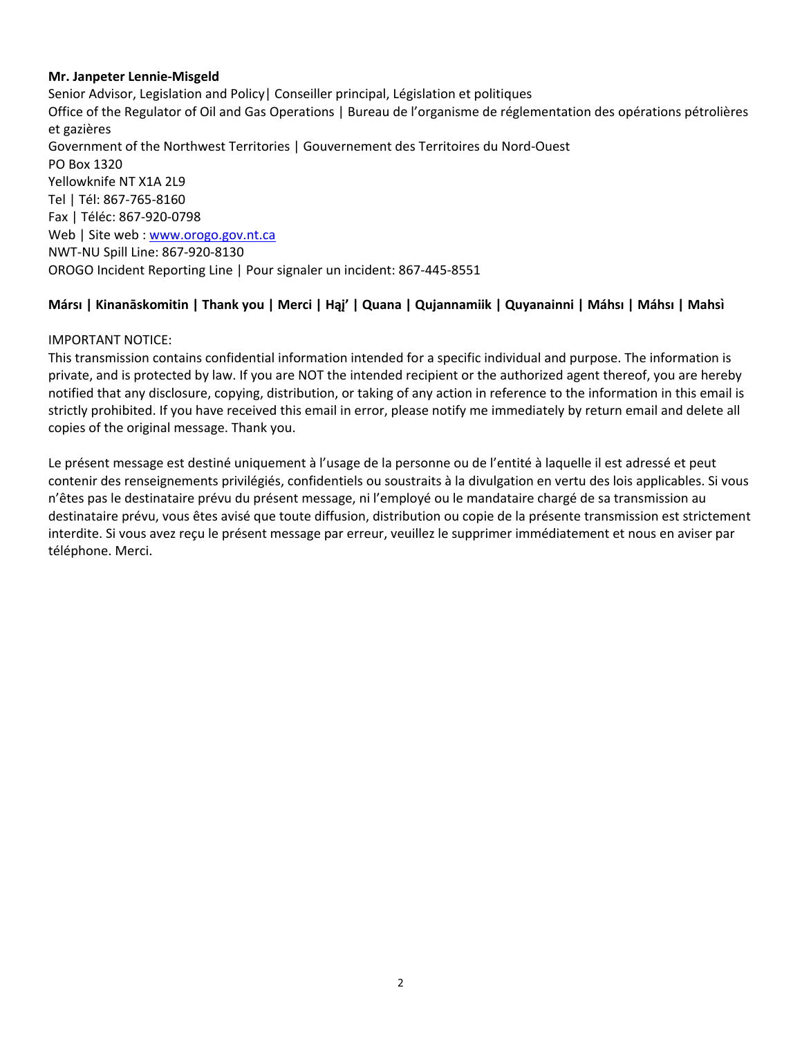**Mr. Janpeter Lennie-Misgeld**
Senior Advisor, Legislation and Policy| Conseiller principal, Législation et politiques
Office of the Regulator of Oil and Gas Operations | Bureau de l'organisme de réglementation des opérations pétrolières et gazières
Government of the Northwest Territories | Gouvernement des Territoires du Nord-Ouest
PO Box 1320
Yellowknife NT X1A 2L9
Tel | Tél: 867-765-8160
Fax | Téléc: 867-920-0798
Web | Site web : www.orogo.gov.nt.ca
NWT-NU Spill Line: 867-920-8130
OROGO Incident Reporting Line | Pour signaler un incident: 867-445-8551

**Mársı | Kinanāskomitin | Thank you | Merci | Hąį' | Quana | Qujannamiik | Quyanainni | Máhsı | Máhsı | Mahsì**

IMPORTANT NOTICE:
This transmission contains confidential information intended for a specific individual and purpose. The information is private, and is protected by law. If you are NOT the intended recipient or the authorized agent thereof, you are hereby notified that any disclosure, copying, distribution, or taking of any action in reference to the information in this email is strictly prohibited. If you have received this email in error, please notify me immediately by return email and delete all copies of the original message. Thank you.

Le présent message est destiné uniquement à l'usage de la personne ou de l'entité à laquelle il est adressé et peut contenir des renseignements privilégiés, confidentiels ou soustraits à la divulgation en vertu des lois applicables. Si vous n'êtes pas le destinataire prévu du présent message, ni l'employé ou le mandataire chargé de sa transmission au destinataire prévu, vous êtes avisé que toute diffusion, distribution ou copie de la présente transmission est strictement interdite. Si vous avez reçu le présent message par erreur, veuillez le supprimer immédiatement et nous en aviser par téléphone. Merci.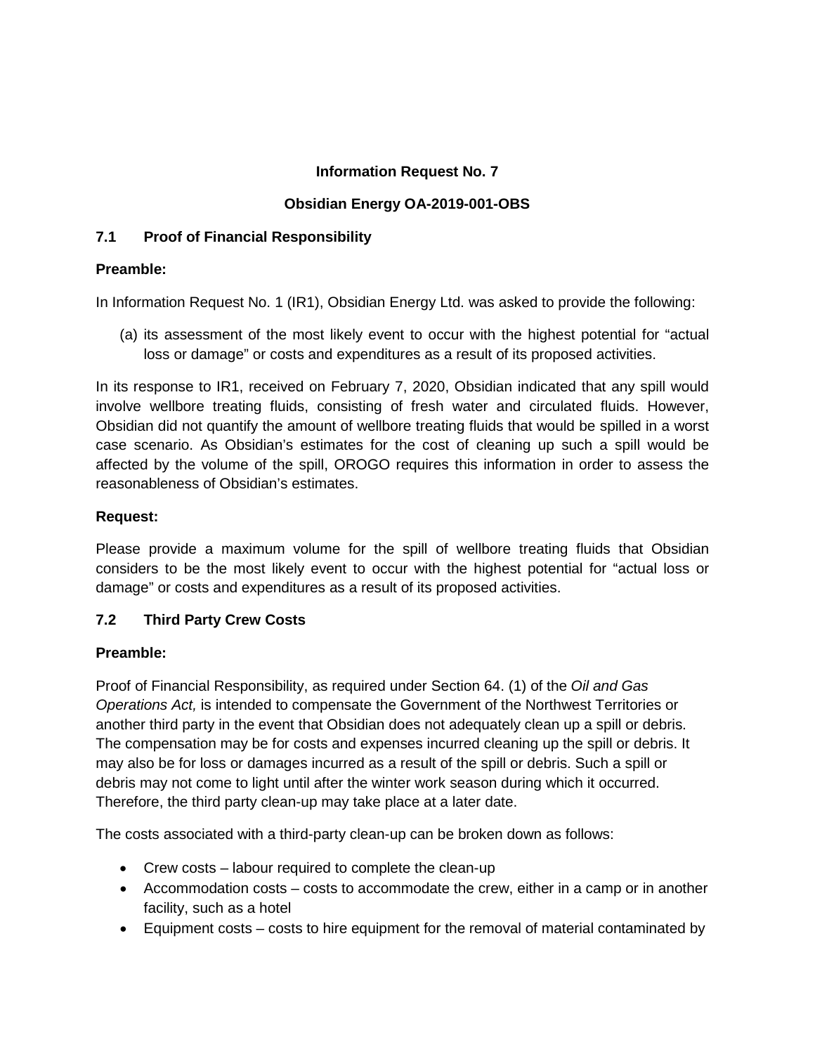**Information Request No. 7**

**Obsidian Energy OA-2019-001-OBS**

### 7.1 Proof of Financial Responsibility

**Preamble:**

In Information Request No. 1 (IR1), Obsidian Energy Ltd. was asked to provide the following:

(a) its assessment of the most likely event to occur with the highest potential for "actual loss or damage" or costs and expenditures as a result of its proposed activities.

In its response to IR1, received on February 7, 2020, Obsidian indicated that any spill would involve wellbore treating fluids, consisting of fresh water and circulated fluids. However, Obsidian did not quantify the amount of wellbore treating fluids that would be spilled in a worst case scenario. As Obsidian's estimates for the cost of cleaning up such a spill would be affected by the volume of the spill, OROGO requires this information in order to assess the reasonableness of Obsidian's estimates.

**Request:**

Please provide a maximum volume for the spill of wellbore treating fluids that Obsidian considers to be the most likely event to occur with the highest potential for "actual loss or damage" or costs and expenditures as a result of its proposed activities.

### 7.2 Third Party Crew Costs

**Preamble:**

Proof of Financial Responsibility, as required under Section 64. (1) of the *Oil and Gas Operations Act,* is intended to compensate the Government of the Northwest Territories or another third party in the event that Obsidian does not adequately clean up a spill or debris. The compensation may be for costs and expenses incurred cleaning up the spill or debris. It may also be for loss or damages incurred as a result of the spill or debris. Such a spill or debris may not come to light until after the winter work season during which it occurred. Therefore, the third party clean-up may take place at a later date.

The costs associated with a third-party clean-up can be broken down as follows:

- Crew costs – labour required to complete the clean-up
- Accommodation costs – costs to accommodate the crew, either in a camp or in another facility, such as a hotel
- Equipment costs – costs to hire equipment for the removal of material contaminated by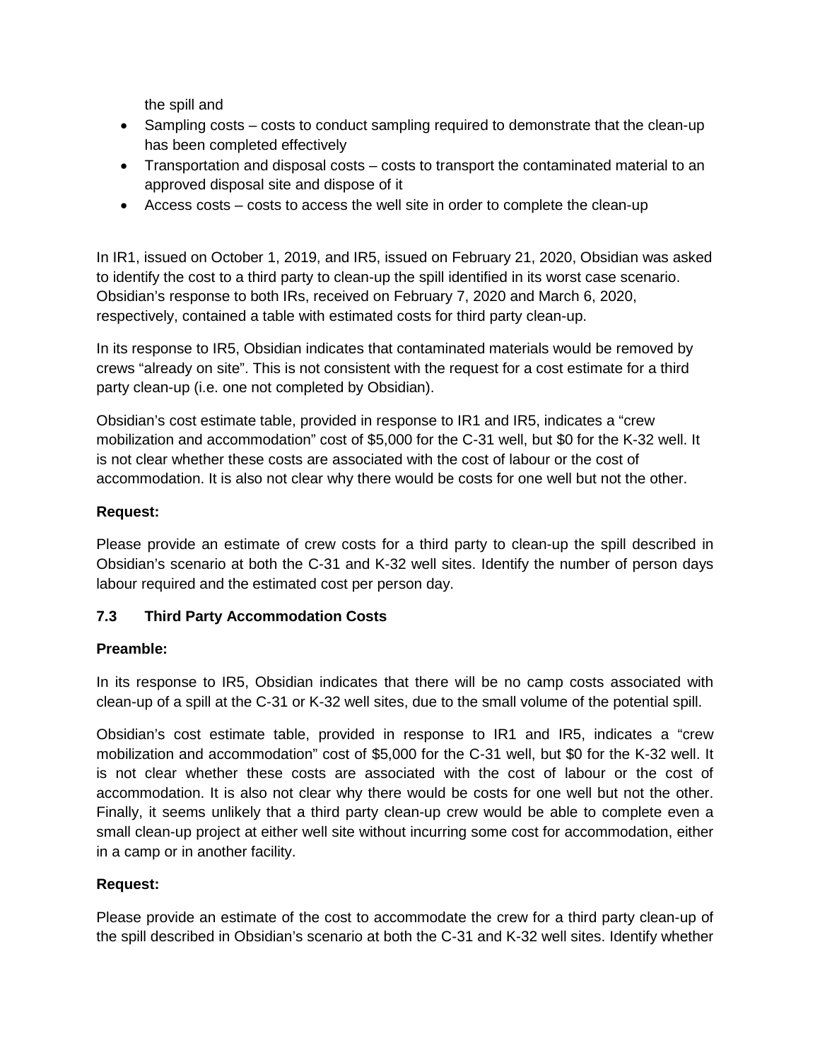the spill and

- Sampling costs – costs to conduct sampling required to demonstrate that the clean-up has been completed effectively
- Transportation and disposal costs – costs to transport the contaminated material to an approved disposal site and dispose of it
- Access costs – costs to access the well site in order to complete the clean-up

In IR1, issued on October 1, 2019, and IR5, issued on February 21, 2020, Obsidian was asked to identify the cost to a third party to clean-up the spill identified in its worst case scenario. Obsidian's response to both IRs, received on February 7, 2020 and March 6, 2020, respectively, contained a table with estimated costs for third party clean-up.

In its response to IR5, Obsidian indicates that contaminated materials would be removed by crews "already on site". This is not consistent with the request for a cost estimate for a third party clean-up (i.e. one not completed by Obsidian).

Obsidian's cost estimate table, provided in response to IR1 and IR5, indicates a "crew mobilization and accommodation" cost of $5,000 for the C-31 well, but $0 for the K-32 well. It is not clear whether these costs are associated with the cost of labour or the cost of accommodation. It is also not clear why there would be costs for one well but not the other.

**Request:**

Please provide an estimate of crew costs for a third party to clean-up the spill described in Obsidian's scenario at both the C-31 and K-32 well sites. Identify the number of person days labour required and the estimated cost per person day.

### 7.3 Third Party Accommodation Costs

**Preamble:**

In its response to IR5, Obsidian indicates that there will be no camp costs associated with clean-up of a spill at the C-31 or K-32 well sites, due to the small volume of the potential spill.

Obsidian's cost estimate table, provided in response to IR1 and IR5, indicates a "crew mobilization and accommodation" cost of $5,000 for the C-31 well, but $0 for the K-32 well. It is not clear whether these costs are associated with the cost of labour or the cost of accommodation. It is also not clear why there would be costs for one well but not the other. Finally, it seems unlikely that a third party clean-up crew would be able to complete even a small clean-up project at either well site without incurring some cost for accommodation, either in a camp or in another facility.

**Request:**

Please provide an estimate of the cost to accommodate the crew for a third party clean-up of the spill described in Obsidian's scenario at both the C-31 and K-32 well sites. Identify whether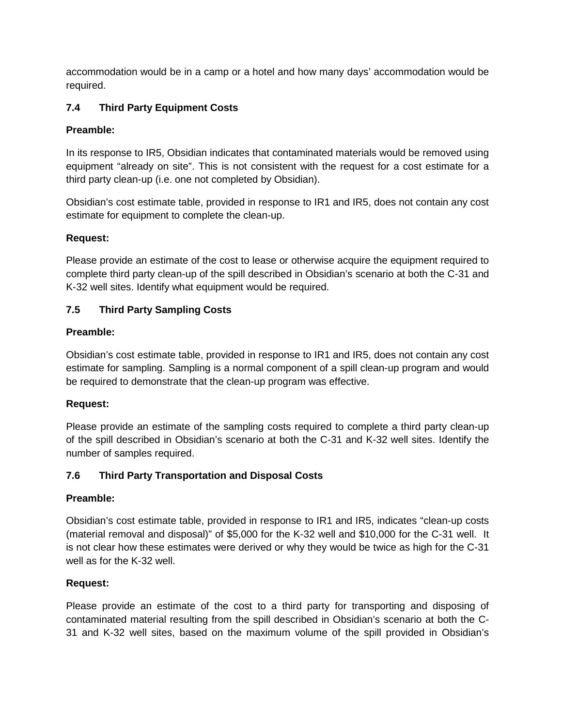accommodation would be in a camp or a hotel and how many days' accommodation would be required.

### 7.4 Third Party Equipment Costs

**Preamble:**

In its response to IR5, Obsidian indicates that contaminated materials would be removed using equipment "already on site". This is not consistent with the request for a cost estimate for a third party clean-up (i.e. one not completed by Obsidian).

Obsidian's cost estimate table, provided in response to IR1 and IR5, does not contain any cost estimate for equipment to complete the clean-up.

**Request:**

Please provide an estimate of the cost to lease or otherwise acquire the equipment required to complete third party clean-up of the spill described in Obsidian's scenario at both the C-31 and K-32 well sites. Identify what equipment would be required.

### 7.5 Third Party Sampling Costs

**Preamble:**

Obsidian's cost estimate table, provided in response to IR1 and IR5, does not contain any cost estimate for sampling. Sampling is a normal component of a spill clean-up program and would be required to demonstrate that the clean-up program was effective.

**Request:**

Please provide an estimate of the sampling costs required to complete a third party clean-up of the spill described in Obsidian's scenario at both the C-31 and K-32 well sites. Identify the number of samples required.

### 7.6 Third Party Transportation and Disposal Costs

**Preamble:**

Obsidian's cost estimate table, provided in response to IR1 and IR5, indicates "clean-up costs (material removal and disposal)" of $5,000 for the K-32 well and $10,000 for the C-31 well. It is not clear how these estimates were derived or why they would be twice as high for the C-31 well as for the K-32 well.

**Request:**

Please provide an estimate of the cost to a third party for transporting and disposing of contaminated material resulting from the spill described in Obsidian's scenario at both the C-31 and K-32 well sites, based on the maximum volume of the spill provided in Obsidian's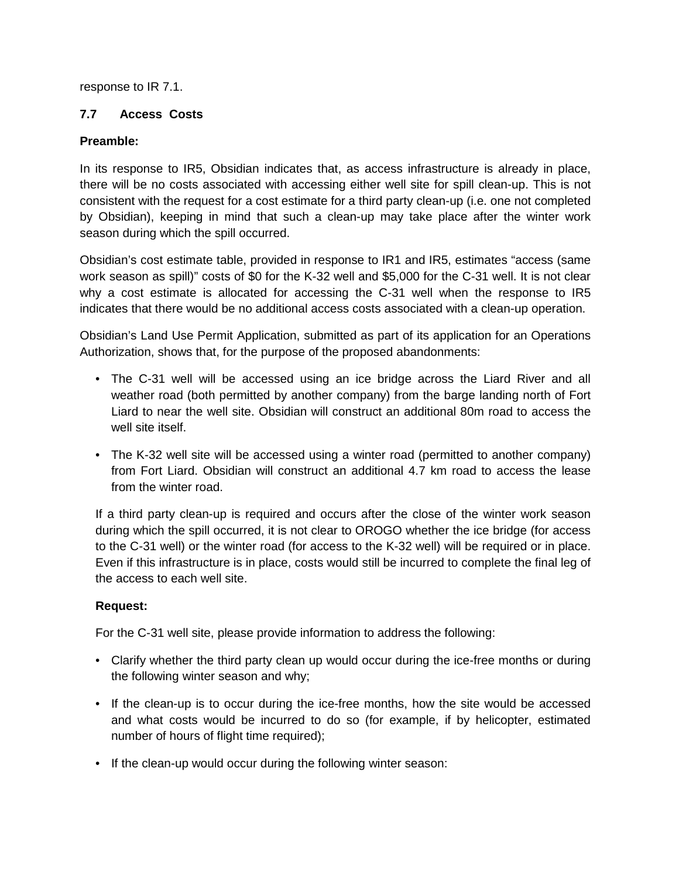response to IR 7.1.

### 7.7 Access Costs

**Preamble:**

In its response to IR5, Obsidian indicates that, as access infrastructure is already in place, there will be no costs associated with accessing either well site for spill clean-up. This is not consistent with the request for a cost estimate for a third party clean-up (i.e. one not completed by Obsidian), keeping in mind that such a clean-up may take place after the winter work season during which the spill occurred.

Obsidian's cost estimate table, provided in response to IR1 and IR5, estimates "access (same work season as spill)" costs of $0 for the K-32 well and $5,000 for the C-31 well. It is not clear why a cost estimate is allocated for accessing the C-31 well when the response to IR5 indicates that there would be no additional access costs associated with a clean-up operation.

Obsidian's Land Use Permit Application, submitted as part of its application for an Operations Authorization, shows that, for the purpose of the proposed abandonments:

- The C-31 well will be accessed using an ice bridge across the Liard River and all weather road (both permitted by another company) from the barge landing north of Fort Liard to near the well site. Obsidian will construct an additional 80m road to access the well site itself.
- The K-32 well site will be accessed using a winter road (permitted to another company) from Fort Liard. Obsidian will construct an additional 4.7 km road to access the lease from the winter road.

If a third party clean-up is required and occurs after the close of the winter work season during which the spill occurred, it is not clear to OROGO whether the ice bridge (for access to the C-31 well) or the winter road (for access to the K-32 well) will be required or in place. Even if this infrastructure is in place, costs would still be incurred to complete the final leg of the access to each well site.

**Request:**

For the C-31 well site, please provide information to address the following:

- Clarify whether the third party clean up would occur during the ice-free months or during the following winter season and why;
- If the clean-up is to occur during the ice-free months, how the site would be accessed and what costs would be incurred to do so (for example, if by helicopter, estimated number of hours of flight time required);
- If the clean-up would occur during the following winter season: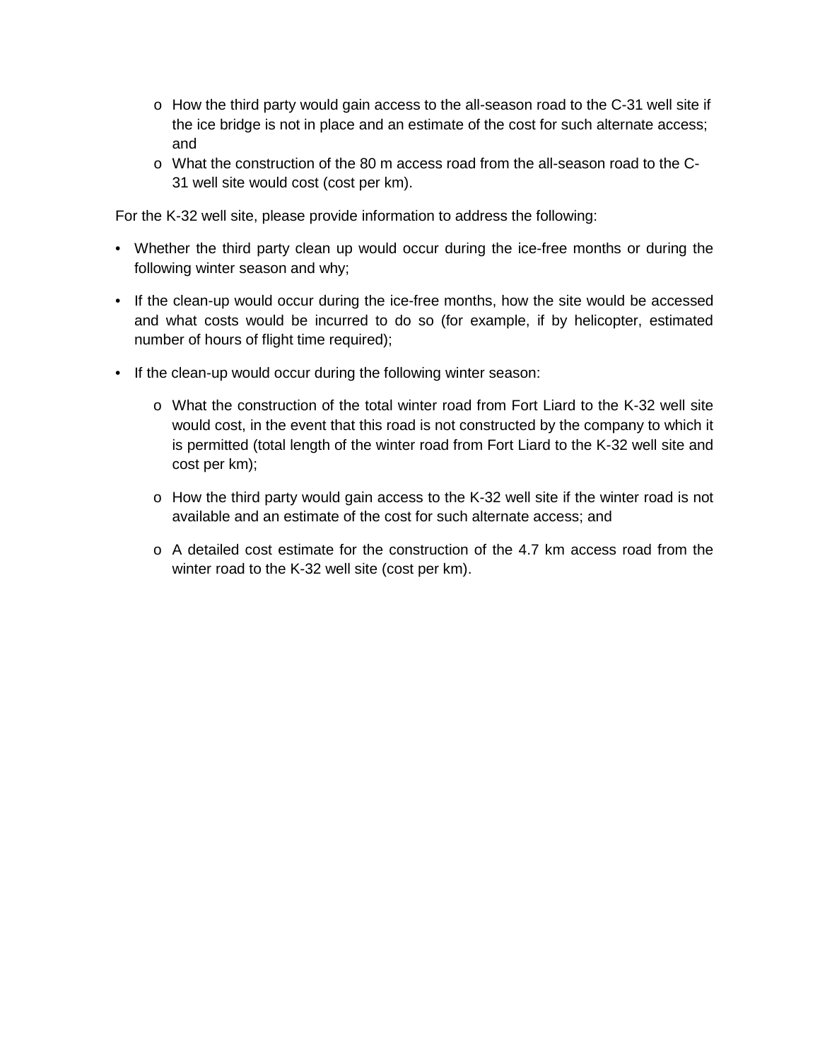- How the third party would gain access to the all-season road to the C-31 well site if the ice bridge is not in place and an estimate of the cost for such alternate access; and
  - What the construction of the 80 m access road from the all-season road to the C-31 well site would cost (cost per km).

For the K-32 well site, please provide information to address the following:

- Whether the third party clean up would occur during the ice-free months or during the following winter season and why;
- If the clean-up would occur during the ice-free months, how the site would be accessed and what costs would be incurred to do so (for example, if by helicopter, estimated number of hours of flight time required);
- If the clean-up would occur during the following winter season:
  - What the construction of the total winter road from Fort Liard to the K-32 well site would cost, in the event that this road is not constructed by the company to which it is permitted (total length of the winter road from Fort Liard to the K-32 well site and cost per km);
  - How the third party would gain access to the K-32 well site if the winter road is not available and an estimate of the cost for such alternate access; and
  - A detailed cost estimate for the construction of the 4.7 km access road from the winter road to the K-32 well site (cost per km).